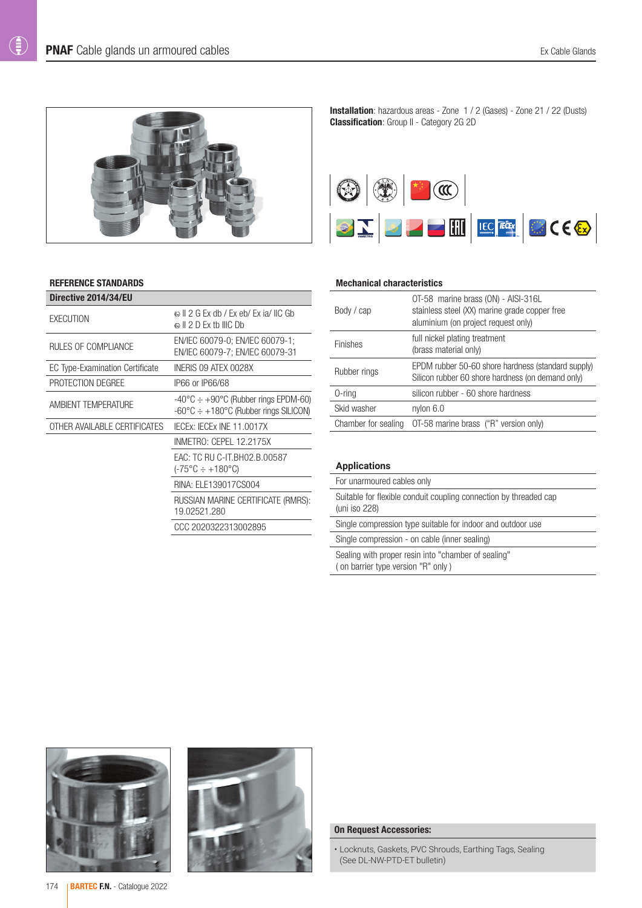# **PNAF** Cable glands un armoured cables

**Installation**: hazardous areas - Zone 1 / 2 (Gases) - Zone 21 / 22 (Dusts)
**Classification**: Group II - Category 2G 2D

## REFERENCE STANDARDS

| Directive 2014/34/EU | |
|---|---|
| EXECUTION | ⓔ II 2 G Ex db / Ex eb/ Ex ia/ IIC Gb<br>ⓔ II 2 D Ex tb IIIC Db |
| RULES OF COMPLIANCE | EN/IEC 60079-0; EN/IEC 60079-1;<br>EN/IEC 60079-7; EN/IEC 60079-31 |
| EC Type-Examination Certificate | INERIS 09 ATEX 0028X |
| PROTECTION DEGREE | IP66 or IP66/68 |
| AMBIENT TEMPERATURE | -40°C ÷ +90°C (Rubber rings EPDM-60)<br>-60°C ÷ +180°C (Rubber rings SILICON) |
| OTHER AVAILABLE CERTIFICATES | IECEx: IECEx INE 11.0017X |
| | INMETRO: CEPEL 12.2175X |
| | EAC: TC RU C-IT.BH02.B.00587<br>(-75°C ÷ +180°C) |
| | RINA: ELE139017CS004 |
| | RUSSIAN MARINE CERTIFICATE (RMRS):<br>19.02521.280 |
| | CCC 2020322313002895 |

## Mechanical characteristics

| | |
|---|---|
| Body / cap | OT-58 marine brass (ON) - AISI-316L<br>stainless steel (XX) marine grade copper free<br>aluminium (on project request only) |
| Finishes | full nickel plating treatment<br>(brass material only) |
| Rubber rings | EPDM rubber 50-60 shore hardness (standard supply)<br>Silicon rubber 60 shore hardness (on demand only) |
| O-ring | silicon rubber - 60 shore hardness |
| Skid washer | nylon 6.0 |
| Chamber for sealing | OT-58 marine brass ("R" version only) |

## Applications

| |
|---|
| For unarmoured cables only |
| Suitable for flexible conduit coupling connection by threaded cap (uni iso 228) |
| Single compression type suitable for indoor and outdoor use |
| Single compression - on cable (inner sealing) |
| Sealing with proper resin into "chamber of sealing" ( on barrier type version "R" only ) |

**On Request Accessories:**

- Locknuts, Gaskets, PVC Shrouds, Earthing Tags, Sealing (See DL-NW-PTD-ET bulletin)